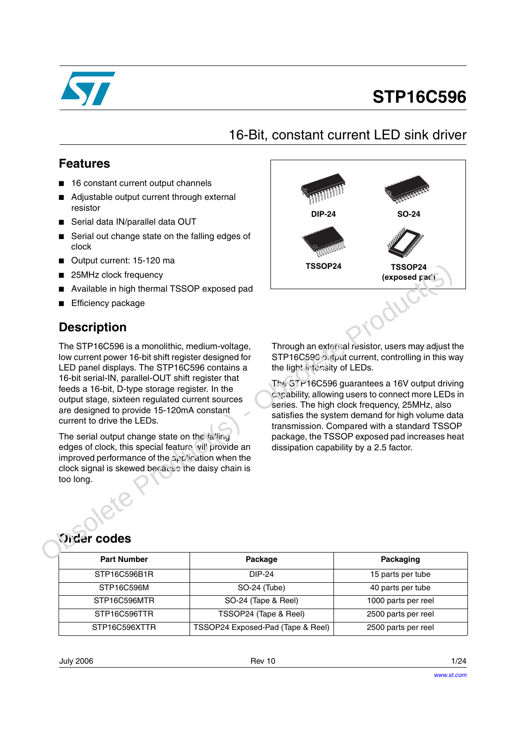# STP16C596

## 16-Bit, constant current LED sink driver

## Features

- 16 constant current output channels
- Adjustable output current through external resistor
- Serial data IN/parallel data OUT
- Serial out change state on the falling edges of clock
- Output current: 15-120 ma
- 25MHz clock frequency
- Available in high thermal TSSOP exposed pad
- Efficiency package

DIP-24 SO-24

TSSOP24 TSSOP24 (exposed pad)

## Description

The STP16C596 is a monolithic, medium-voltage, low current power 16-bit shift register designed for LED panel displays. The STP16C596 contains a 16-bit serial-IN, parallel-OUT shift register that feeds a 16-bit, D-type storage register. In the output stage, sixteen regulated current sources are designed to provide 15-120mA constant current to drive the LEDs.

The serial output change state on the falling edges of clock, this special feature will provide an improved performance of the application when the clock signal is skewed because the daisy chain is too long.

Through an external resistor, users may adjust the STP16C596 output current, controlling in this way the light intensity of LEDs.

The STP16C596 guarantees a 16V output driving capability, allowing users to connect more LEDs in series. The high clock frequency, 25MHz, also satisfies the system demand for high volume data transmission. Compared with a standard TSSOP package, the TSSOP exposed pad increases heat dissipation capability by a 2.5 factor.

## Order codes

| Part Number | Package | Packaging |
|---|---|---|
| STP16C596B1R | DIP-24 | 15 parts per tube |
| STP16C596M | SO-24 (Tube) | 40 parts per tube |
| STP16C596MTR | SO-24 (Tape & Reel) | 1000 parts per reel |
| STP16C596TTR | TSSOP24 (Tape & Reel) | 2500 parts per reel |
| STP16C596XTTR | TSSOP24 Exposed-Pad (Tape & Reel) | 2500 parts per reel |

July 2006 Rev 10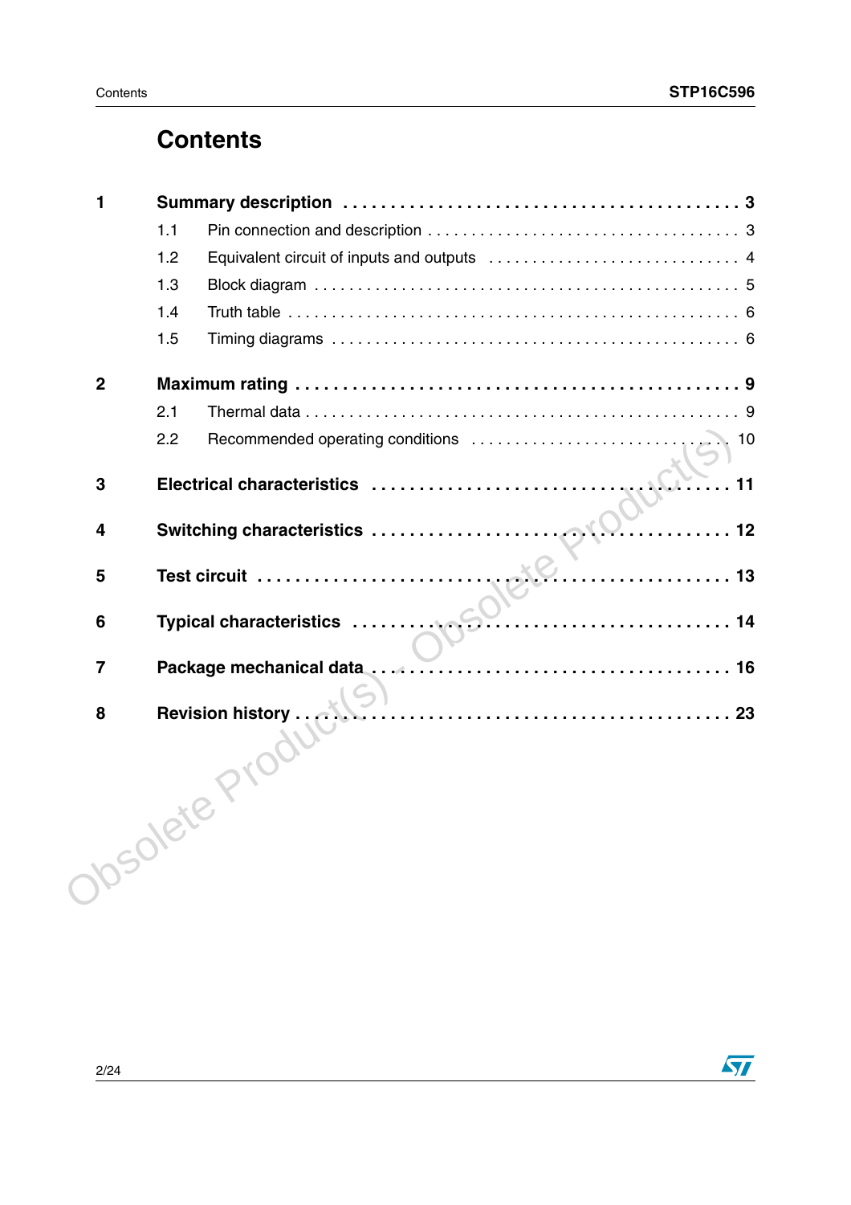# Contents

**1 Summary description . . . 3**

- 1.1 Pin connection and description . . . 3
- 1.2 Equivalent circuit of inputs and outputs . . . 4
- 1.3 Block diagram . . . 5
- 1.4 Truth table . . . 6
- 1.5 Timing diagrams . . . 6

**2 Maximum rating . . . 9**

- 2.1 Thermal data . . . 9
- 2.2 Recommended operating conditions . . . 10

**3 Electrical characteristics . . . 11**

**4 Switching characteristics . . . 12**

**5 Test circuit . . . 13**

**6 Typical characteristics . . . 14**

**7 Package mechanical data . . . 16**

**8 Revision history . . . 23**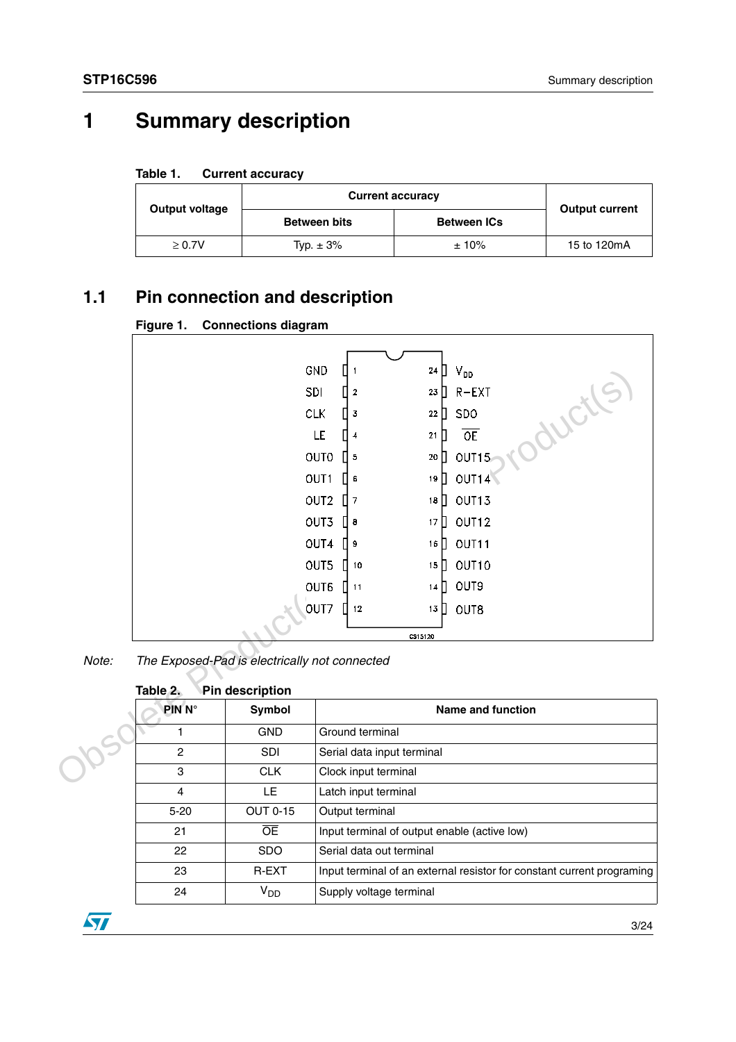# 1 Summary description

**Table 1. Current accuracy**

| Output voltage | Current accuracy | | Output current |
|---|---|---|---|
| | Between bits | Between ICs | |
| ≥ 0.7V | Typ. ± 3% | ± 10% | 15 to 120mA |

## 1.1 Pin connection and description

**Figure 1. Connections diagram**

| Pin | Symbol | Pin | Symbol |
|---|---|---|---|
| 1 | GND | 24 | $V_{DD}$ |
| 2 | SDI | 23 | R-EXT |
| 3 | CLK | 22 | SDO |
| 4 | LE | 21 | $\overline{OE}$ |
| 5 | OUT0 | 20 | OUT15 |
| 6 | OUT1 | 19 | OUT14 |
| 7 | OUT2 | 18 | OUT13 |
| 8 | OUT3 | 17 | OUT12 |
| 9 | OUT4 | 16 | OUT11 |
| 10 | OUT5 | 15 | OUT10 |
| 11 | OUT6 | 14 | OUT9 |
| 12 | OUT7 | 13 | OUT8 |

CS15120

*Note: The Exposed-Pad is electrically not connected*

**Table 2. Pin description**

| PIN N° | Symbol | Name and function |
|---|---|---|
| 1 | GND | Ground terminal |
| 2 | SDI | Serial data input terminal |
| 3 | CLK | Clock input terminal |
| 4 | LE | Latch input terminal |
| 5-20 | OUT 0-15 | Output terminal |
| 21 | $\overline{OE}$ | Input terminal of output enable (active low) |
| 22 | SDO | Serial data out terminal |
| 23 | R-EXT | Input terminal of an external resistor for constant current programing |
| 24 | $V_{DD}$ | Supply voltage terminal |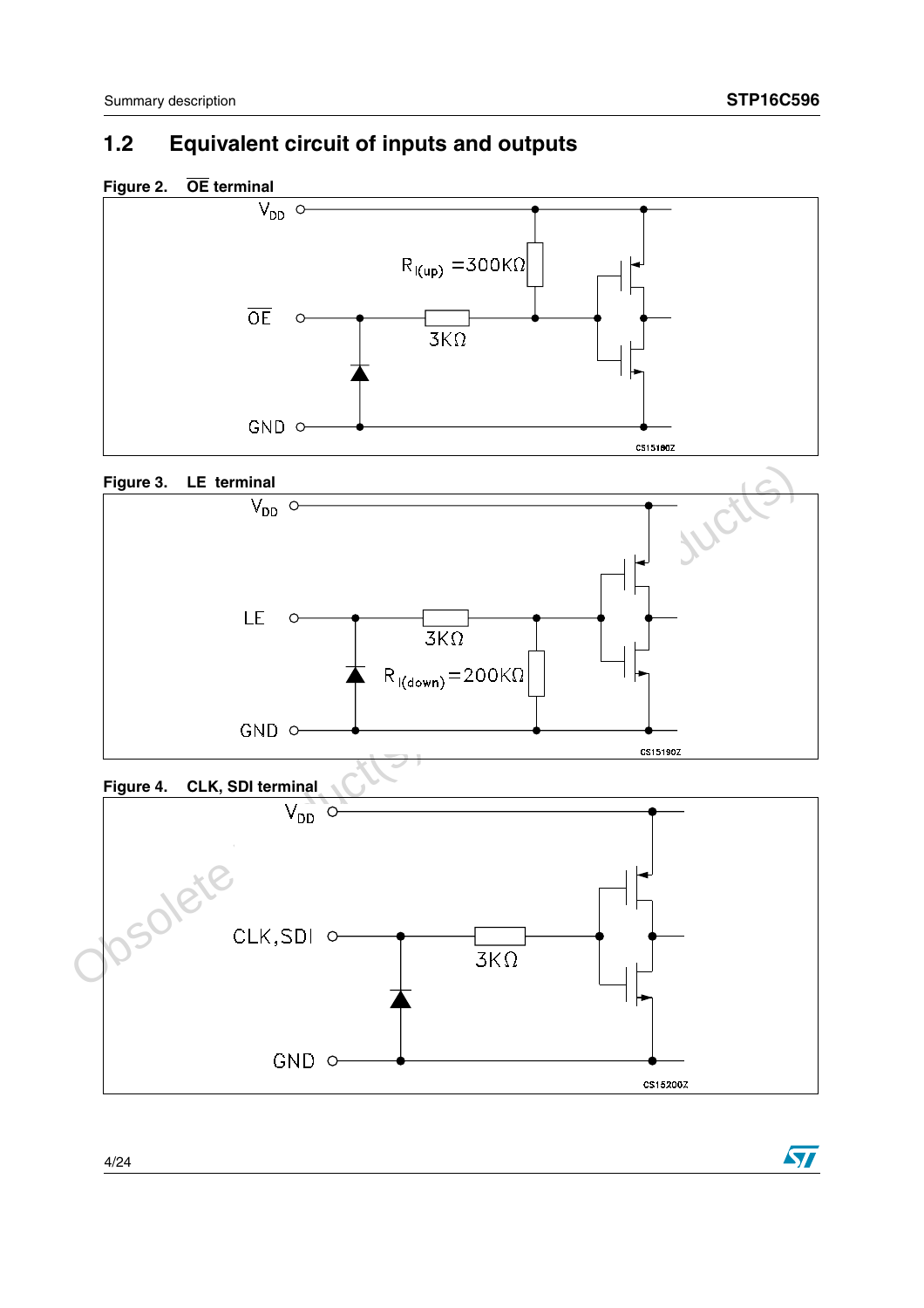## 1.2 Equivalent circuit of inputs and outputs

**Figure 2. $\overline{\text{OE}}$ terminal**

**Figure 3. LE terminal**

**Figure 4. CLK, SDI terminal**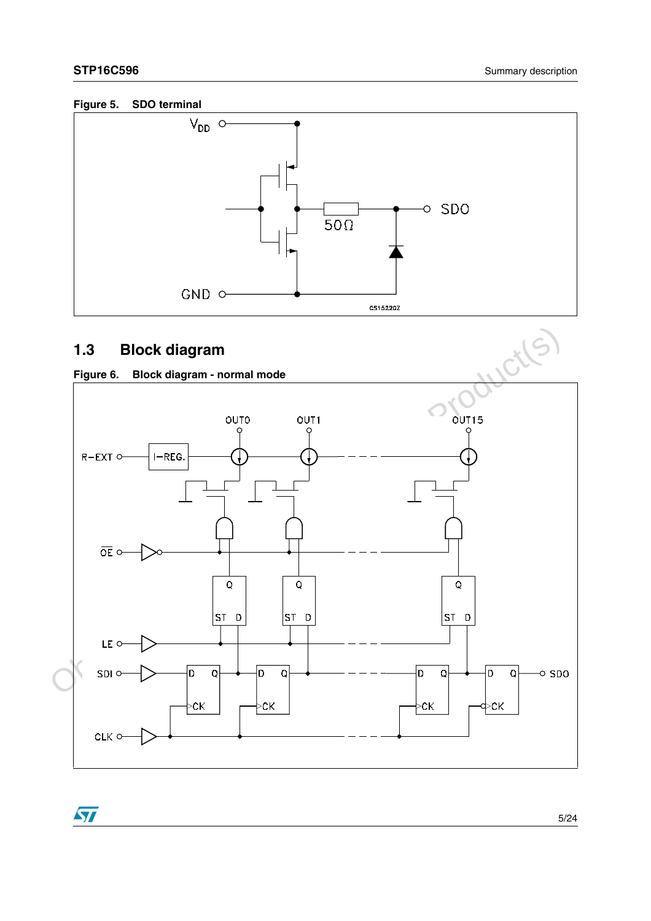Figure 5. SDO terminal

## 1.3 Block diagram

Figure 6. Block diagram - normal mode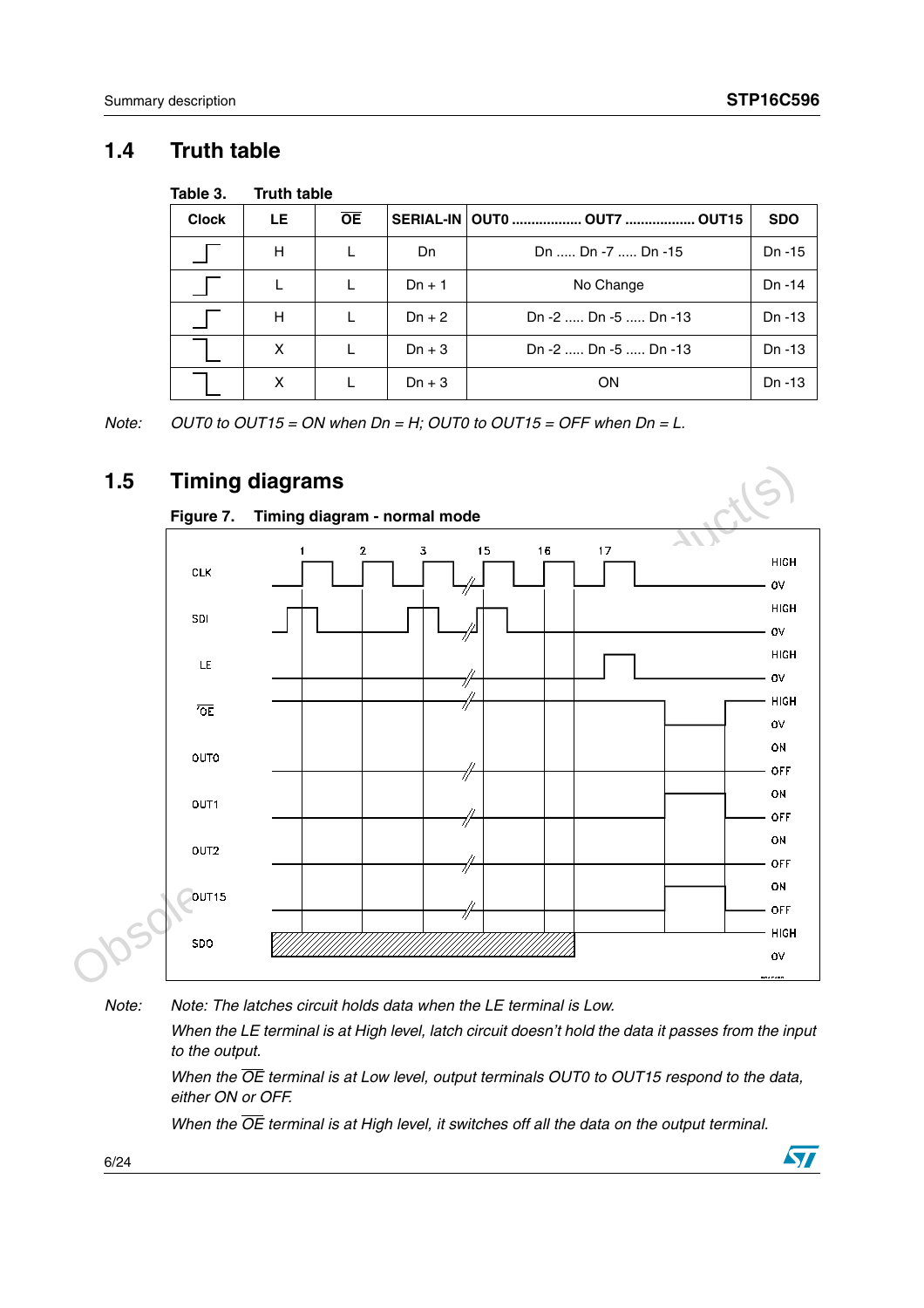## 1.4 Truth table

Table 3. Truth table

| Clock | LE | $\overline{OE}$ | SERIAL-IN | OUT0 ................. OUT7 ................. OUT15 | SDO |
|---|---|---|---|---|---|
| Rising edge | H | L | Dn | Dn ..... Dn -7 ..... Dn -15 | Dn -15 |
| Rising edge | L | L | Dn + 1 | No Change | Dn -14 |
| Rising edge | H | L | Dn + 2 | Dn -2 ..... Dn -5 ..... Dn -13 | Dn -13 |
| Falling edge | X | L | Dn + 3 | Dn -2 ..... Dn -5 ..... Dn -13 | Dn -13 |
| Falling edge | X | L | Dn + 3 | ON | Dn -13 |

Note: *OUT0 to OUT15 = ON when Dn = H; OUT0 to OUT15 = OFF when Dn = L.*

## 1.5 Timing diagrams

Figure 7. Timing diagram - normal mode

Note: *Note: The latches circuit holds data when the LE terminal is Low.*

*When the LE terminal is at High level, latch circuit doesn't hold the data it passes from the input to the output.*

*When the $\overline{OE}$ terminal is at Low level, output terminals OUT0 to OUT15 respond to the data, either ON or OFF.*

*When the $\overline{OE}$ terminal is at High level, it switches off all the data on the output terminal.*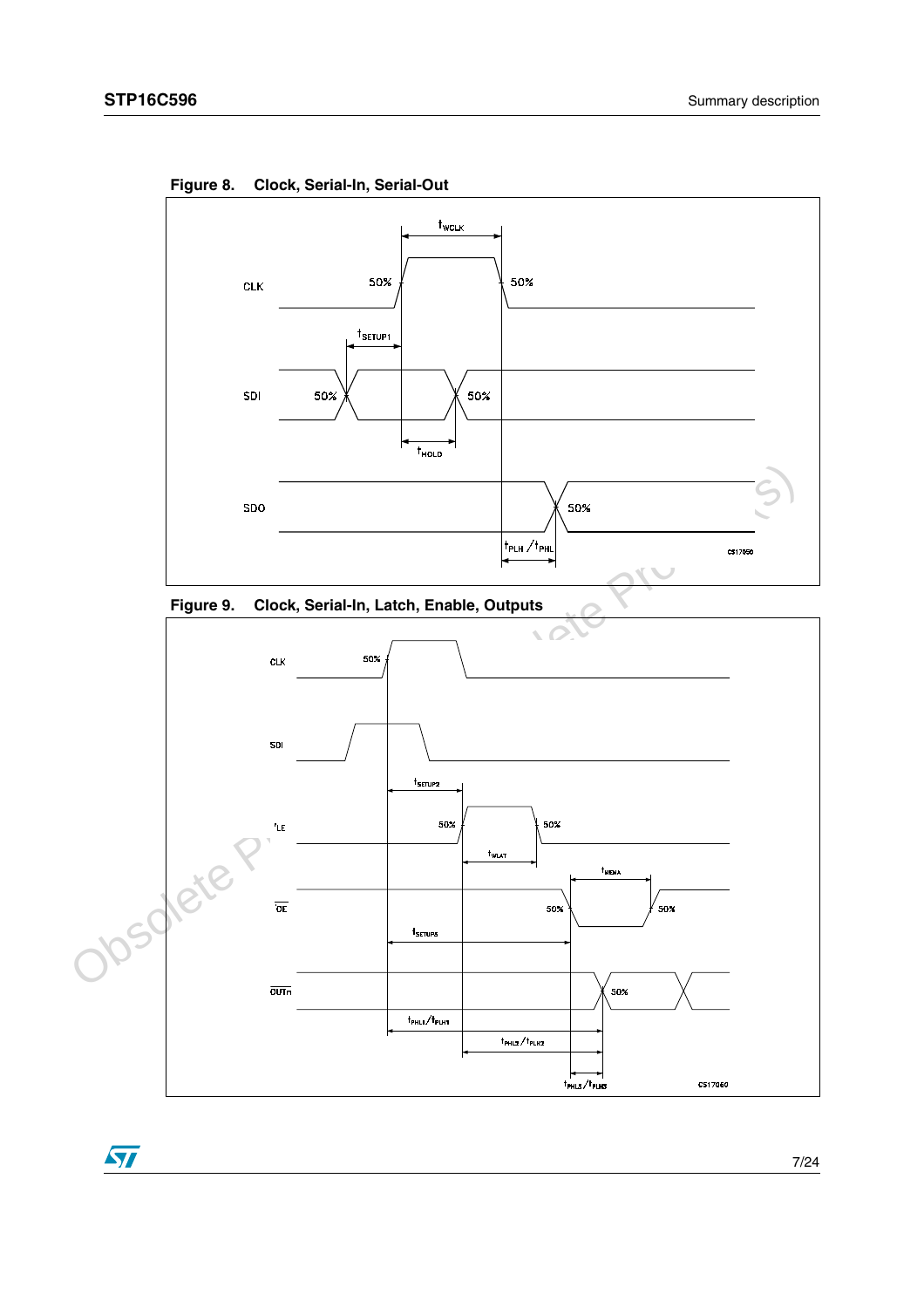Figure 8. Clock, Serial-In, Serial-Out

Figure 9. Clock, Serial-In, Latch, Enable, Outputs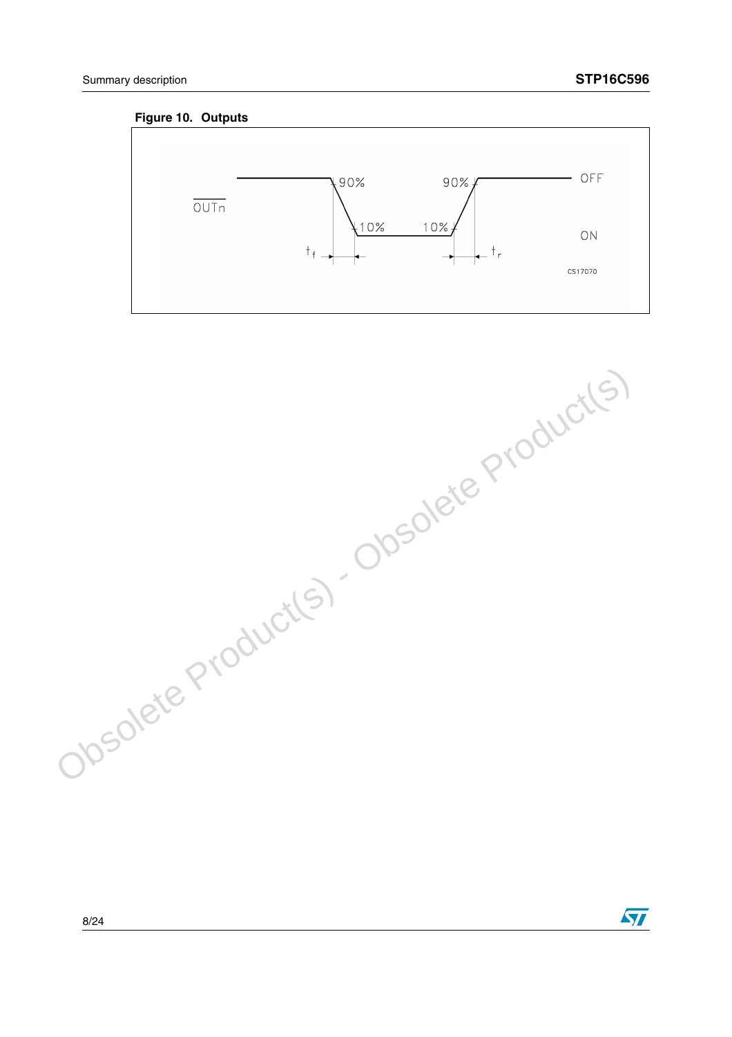**Figure 10. Outputs**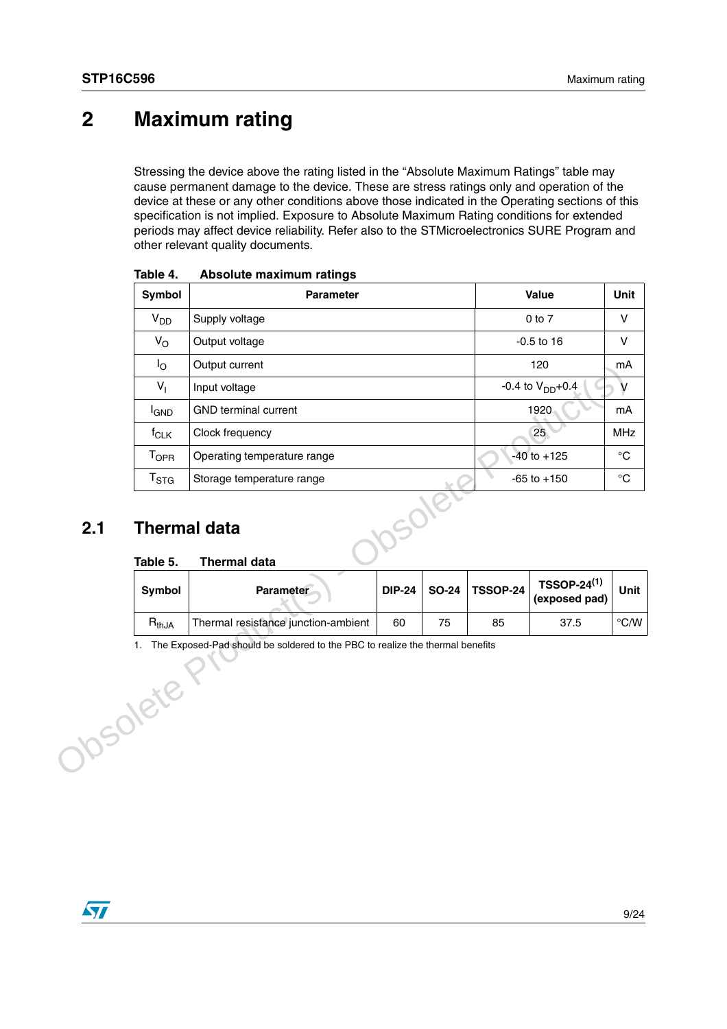# 2 Maximum rating

Stressing the device above the rating listed in the “Absolute Maximum Ratings” table may cause permanent damage to the device. These are stress ratings only and operation of the device at these or any other conditions above those indicated in the Operating sections of this specification is not implied. Exposure to Absolute Maximum Rating conditions for extended periods may affect device reliability. Refer also to the STMicroelectronics SURE Program and other relevant quality documents.

**Table 4. Absolute maximum ratings**

| Symbol | Parameter | Value | Unit |
|---|---|---|---|
| $V_{DD}$ | Supply voltage | 0 to 7 | V |
| $V_O$ | Output voltage | -0.5 to 16 | V |
| $I_O$ | Output current | 120 | mA |
| $V_I$ | Input voltage | -0.4 to $V_{DD}$+0.4 | V |
| $I_{GND}$ | GND terminal current | 1920 | mA |
| $f_{CLK}$ | Clock frequency | 25 | MHz |
| $T_{OPR}$ | Operating temperature range | -40 to +125 | °C |
| $T_{STG}$ | Storage temperature range | -65 to +150 | °C |

## 2.1 Thermal data

**Table 5. Thermal data**

| Symbol | Parameter | DIP-24 | SO-24 | TSSOP-24 | TSSOP-24[(1)] (exposed pad) | Unit |
|---|---|---|---|---|---|---|
| $R_{thJA}$ | Thermal resistance junction-ambient | 60 | 75 | 85 | 37.5 | °C/W |

1. The Exposed-Pad should be soldered to the PBC to realize the thermal benefits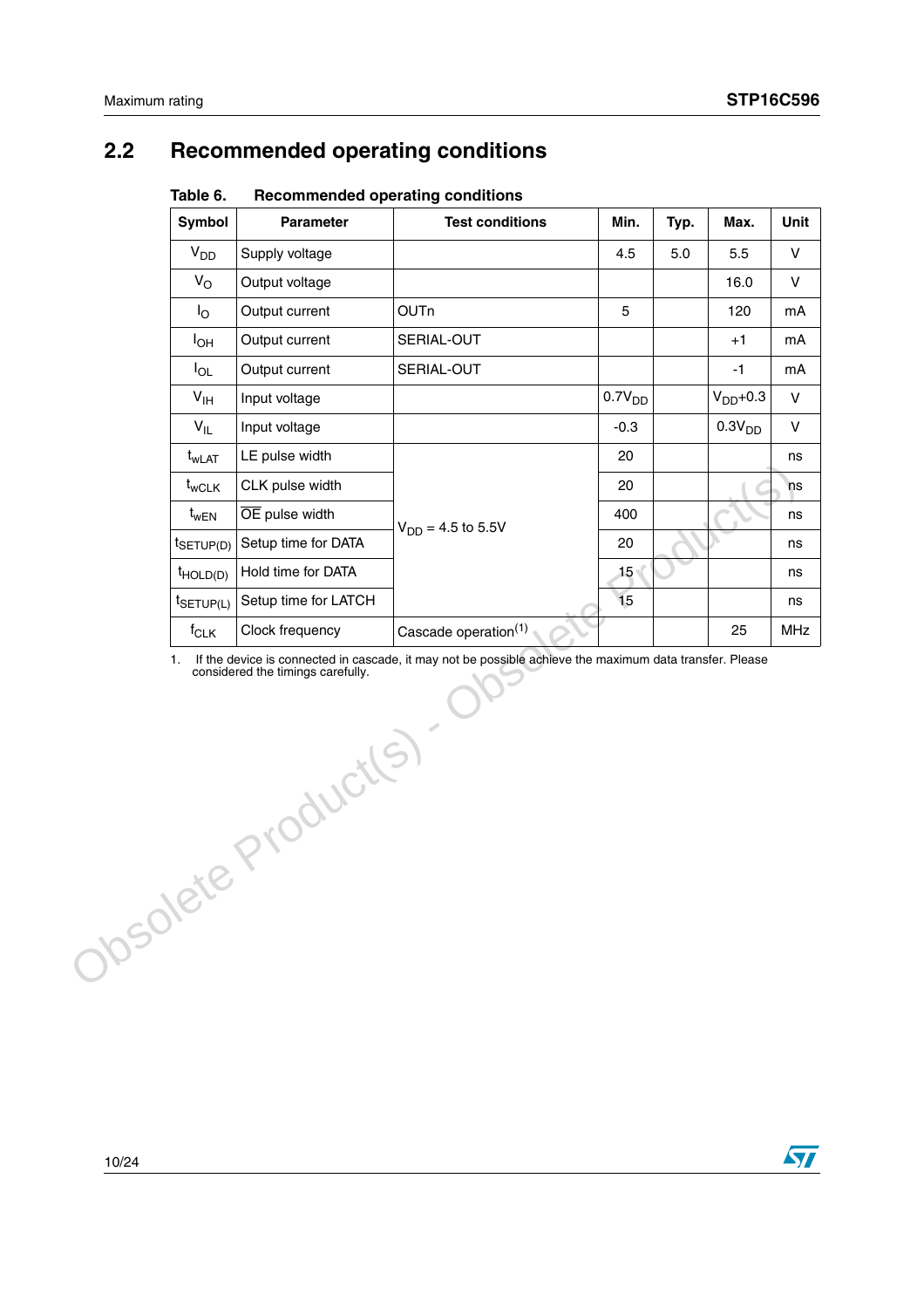## 2.2 Recommended operating conditions

**Table 6. Recommended operating conditions**

| Symbol | Parameter | Test conditions | Min. | Typ. | Max. | Unit |
|---|---|---|---|---|---|---|
| $V_{DD}$ | Supply voltage | | 4.5 | 5.0 | 5.5 | V |
| $V_O$ | Output voltage | | | | 16.0 | V |
| $I_O$ | Output current | OUTn | 5 | | 120 | mA |
| $I_{OH}$ | Output current | SERIAL-OUT | | | +1 | mA |
| $I_{OL}$ | Output current | SERIAL-OUT | | | -1 | mA |
| $V_{IH}$ | Input voltage | | $0.7V_{DD}$ | | $V_{DD}+0.3$ | V |
| $V_{IL}$ | Input voltage | | -0.3 | | $0.3V_{DD}$ | V |
| $t_{wLAT}$ | LE pulse width | $V_{DD}$ = 4.5 to 5.5V | 20 | | | ns |
| $t_{wCLK}$ | CLK pulse width | $V_{DD}$ = 4.5 to 5.5V | 20 | | | ns |
| $t_{wEN}$ | $\overline{OE}$ pulse width | $V_{DD}$ = 4.5 to 5.5V | 400 | | | ns |
| $t_{SETUP(D)}$ | Setup time for DATA | $V_{DD}$ = 4.5 to 5.5V | 20 | | | ns |
| $t_{HOLD(D)}$ | Hold time for DATA | $V_{DD}$ = 4.5 to 5.5V | 15 | | | ns |
| $t_{SETUP(L)}$ | Setup time for LATCH | $V_{DD}$ = 4.5 to 5.5V | 15 | | | ns |
| $f_{CLK}$ | Clock frequency | Cascade operation(1) | | | 25 | MHz |

1. If the device is connected in cascade, it may not be possible achieve the maximum data transfer. Please considered the timings carefully.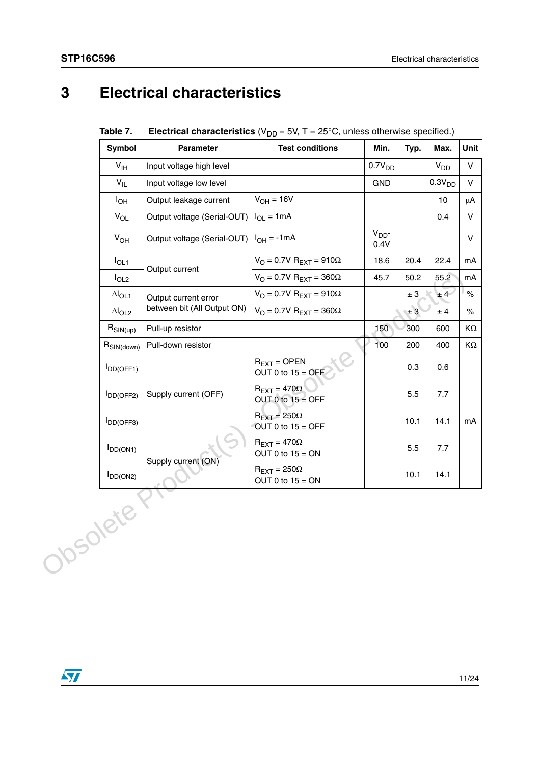# 3 Electrical characteristics

**Table 7. Electrical characteristics** ($V_{DD}$ = 5V, T = 25°C, unless otherwise specified.)

| Symbol | Parameter | Test conditions | Min. | Typ. | Max. | Unit |
|---|---|---|---|---|---|---|
| $V_{IH}$ | Input voltage high level | | $0.7V_{DD}$ | | $V_{DD}$ | V |
| $V_{IL}$ | Input voltage low level | | GND | | $0.3V_{DD}$ | V |
| $I_{OH}$ | Output leakage current | $V_{OH}$ = 16V | | | 10 | µA |
| $V_{OL}$ | Output voltage (Serial-OUT) | $I_{OL}$ = 1mA | | | 0.4 | V |
| $V_{OH}$ | Output voltage (Serial-OUT) | $I_{OH}$ = -1mA | $V_{DD}$- 0.4V | | | V |
| $I_{OL1}$ | Output current | $V_O$ = 0.7V $R_{EXT}$ = 910Ω | 18.6 | 20.4 | 22.4 | mA |
| $I_{OL2}$ | | $V_O$ = 0.7V $R_{EXT}$ = 360Ω | 45.7 | 50.2 | 55.2 | mA |
| $\Delta I_{OL1}$ | Output current error between bit (All Output ON) | $V_O$ = 0.7V $R_{EXT}$ = 910Ω | | ± 3 | ± 4 | % |
| $\Delta I_{OL2}$ | | $V_O$ = 0.7V $R_{EXT}$ = 360Ω | | ± 3 | ± 4 | % |
| $R_{SIN(up)}$ | Pull-up resistor | | 150 | 300 | 600 | KΩ |
| $R_{SIN(down)}$ | Pull-down resistor | | 100 | 200 | 400 | KΩ |
| $I_{DD(OFF1)}$ | Supply current (OFF) | $R_{EXT}$ = OPEN OUT 0 to 15 = OFF | | 0.3 | 0.6 | mA |
| $I_{DD(OFF2)}$ | | $R_{EXT}$ = 470Ω OUT 0 to 15 = OFF | | 5.5 | 7.7 | mA |
| $I_{DD(OFF3)}$ | | $R_{EXT}$ = 250Ω OUT 0 to 15 = OFF | | 10.1 | 14.1 | mA |
| $I_{DD(ON1)}$ | Supply current (ON) | $R_{EXT}$ = 470Ω OUT 0 to 15 = ON | | 5.5 | 7.7 | mA |
| $I_{DD(ON2)}$ | | $R_{EXT}$ = 250Ω OUT 0 to 15 = ON | | 10.1 | 14.1 | mA |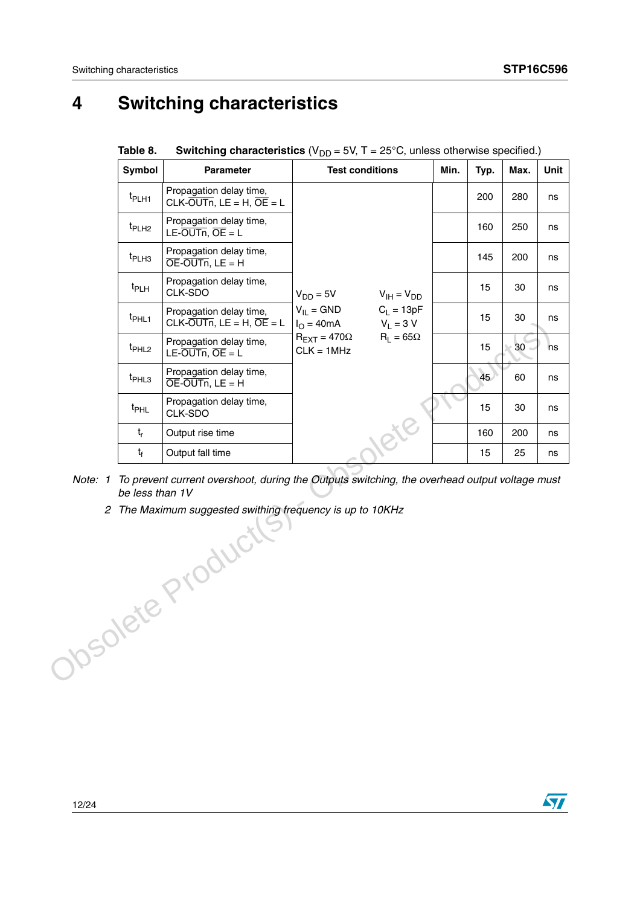# 4 Switching characteristics

**Table 8. Switching characteristics** ($V_{DD}$ = 5V, T = 25°C, unless otherwise specified.)

| Symbol | Parameter | Test conditions | | Min. | Typ. | Max. | Unit |
|---|---|---|---|---|---|---|---|
| $t_{PLH1}$ | Propagation delay time, CLK-$\overline{OUTn}$, LE = H, $\overline{OE}$ = L | $V_{DD}$ = 5V<br>$V_{IL}$ = GND<br>$I_O$ = 40mA<br>$R_{EXT}$ = 470Ω<br>CLK = 1MHz | $V_{IH}$ = $V_{DD}$<br>$C_L$ = 13pF<br>$V_L$ = 3 V<br>$R_L$ = 65Ω | | 200 | 280 | ns |
| $t_{PLH2}$ | Propagation delay time, LE-$\overline{OUTn}$, $\overline{OE}$ = L | | | | 160 | 250 | ns |
| $t_{PLH3}$ | Propagation delay time, $\overline{OE}$-$\overline{OUTn}$, LE = H | | | | 145 | 200 | ns |
| $t_{PLH}$ | Propagation delay time, CLK-SDO | | | | 15 | 30 | ns |
| $t_{PHL1}$ | Propagation delay time, CLK-$\overline{OUTn}$, LE = H, $\overline{OE}$ = L | | | | 15 | 30 | ns |
| $t_{PHL2}$ | Propagation delay time, LE-$\overline{OUTn}$, $\overline{OE}$ = L | | | | 15 | 30 | ns |
| $t_{PHL3}$ | Propagation delay time, $\overline{OE}$-$\overline{OUTn}$, LE = H | | | | 45 | 60 | ns |
| $t_{PHL}$ | Propagation delay time, CLK-SDO | | | | 15 | 30 | ns |
| $t_r$ | Output rise time | | | | 160 | 200 | ns |
| $t_f$ | Output fall time | | | | 15 | 25 | ns |

*Note: 1 To prevent current overshoot, during the Outputs switching, the overhead output voltage must be less than 1V*

*2 The Maximum suggested swithing frequency is up to 10KHz*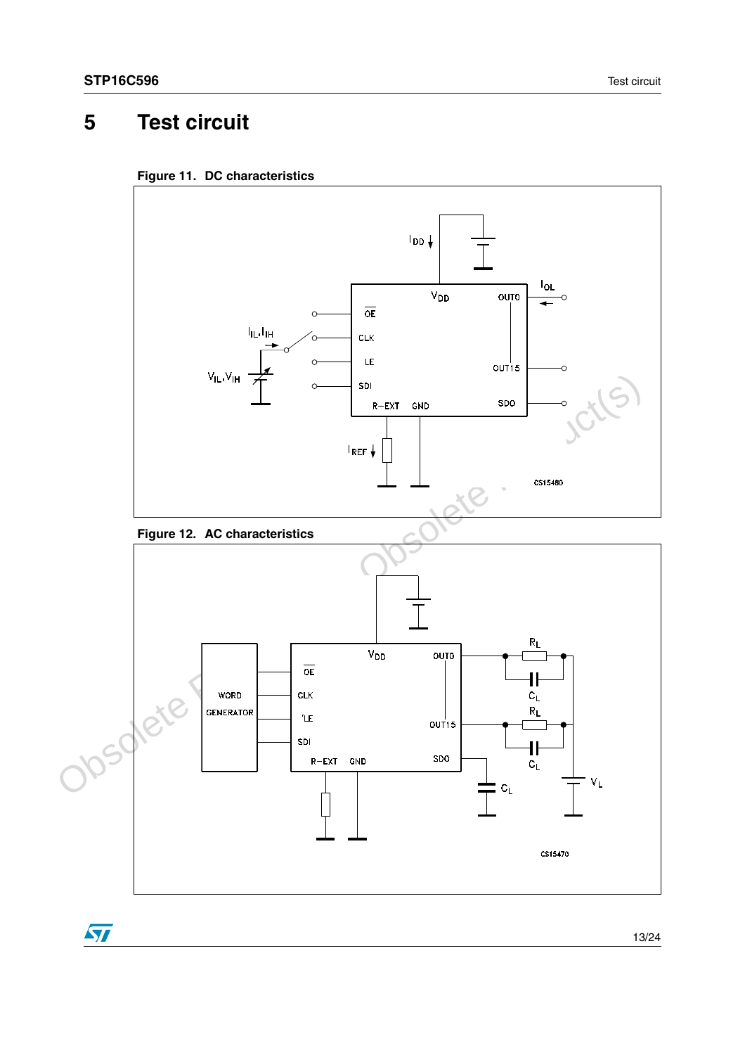# 5 Test circuit

**Figure 11. DC characteristics**

**Figure 12. AC characteristics**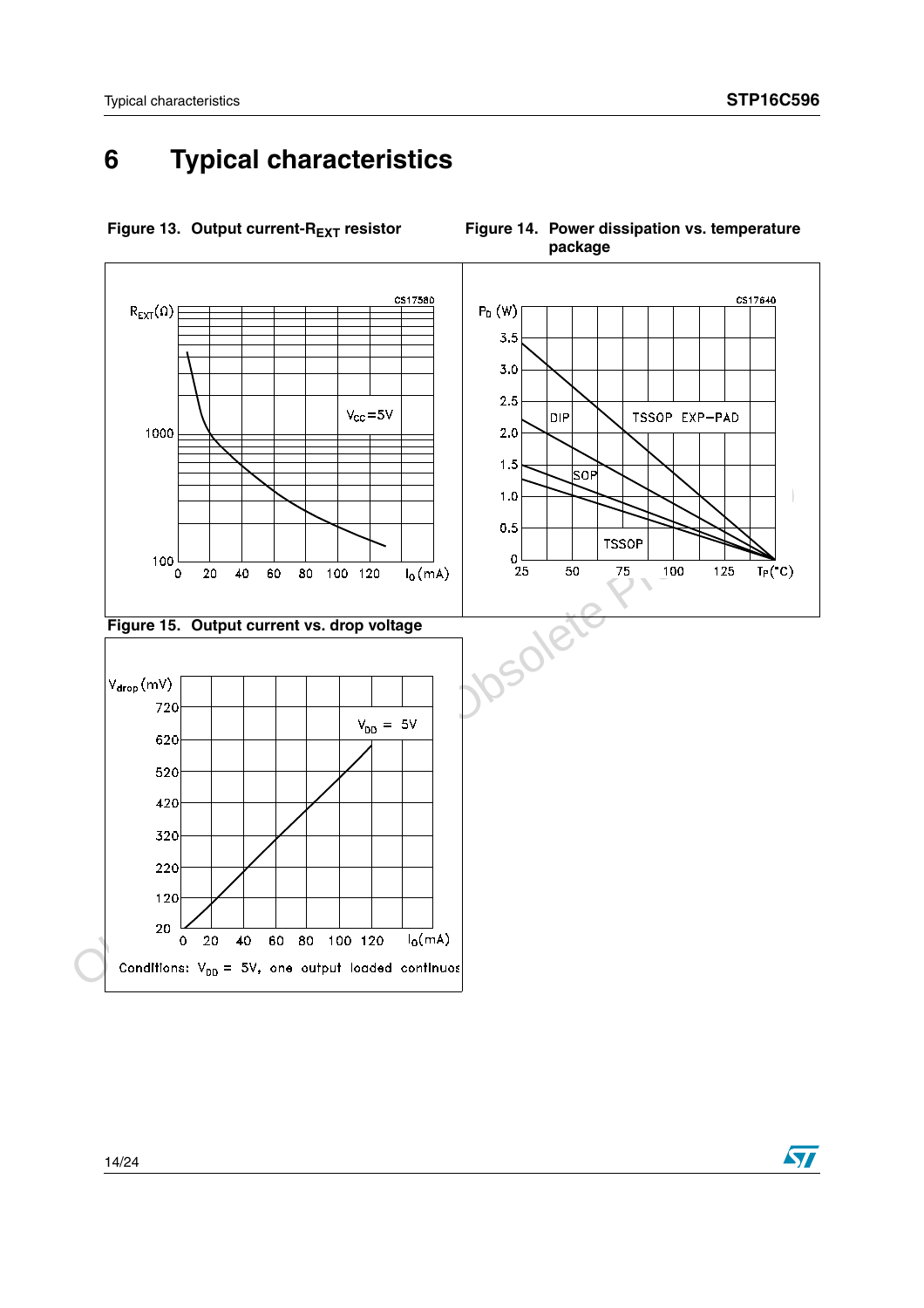# 6 Typical characteristics

Figure 13. Output current-$R_{EXT}$ resistor

Figure 14. Power dissipation vs. temperature package

Figure 15. Output current vs. drop voltage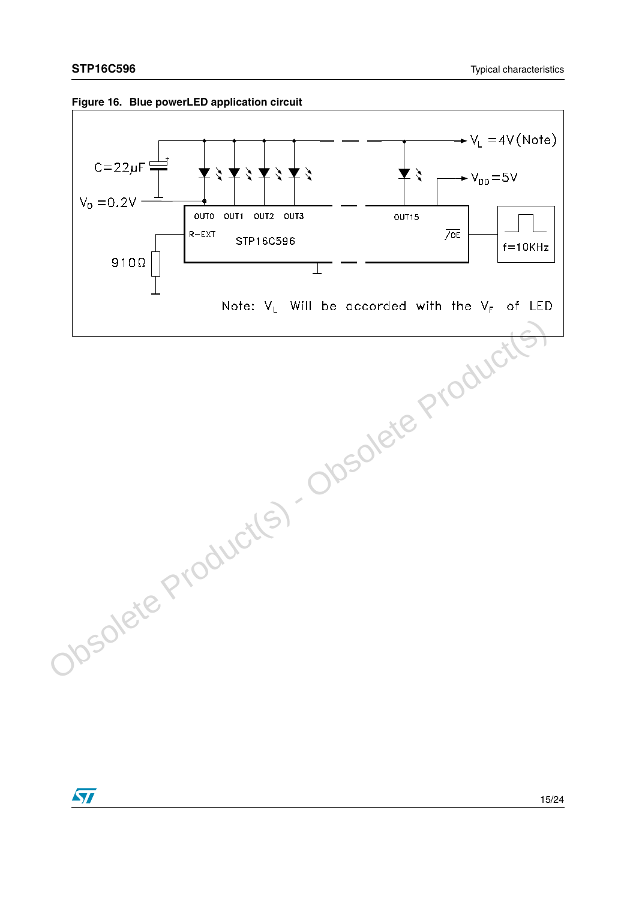**Figure 16. Blue powerLED application circuit**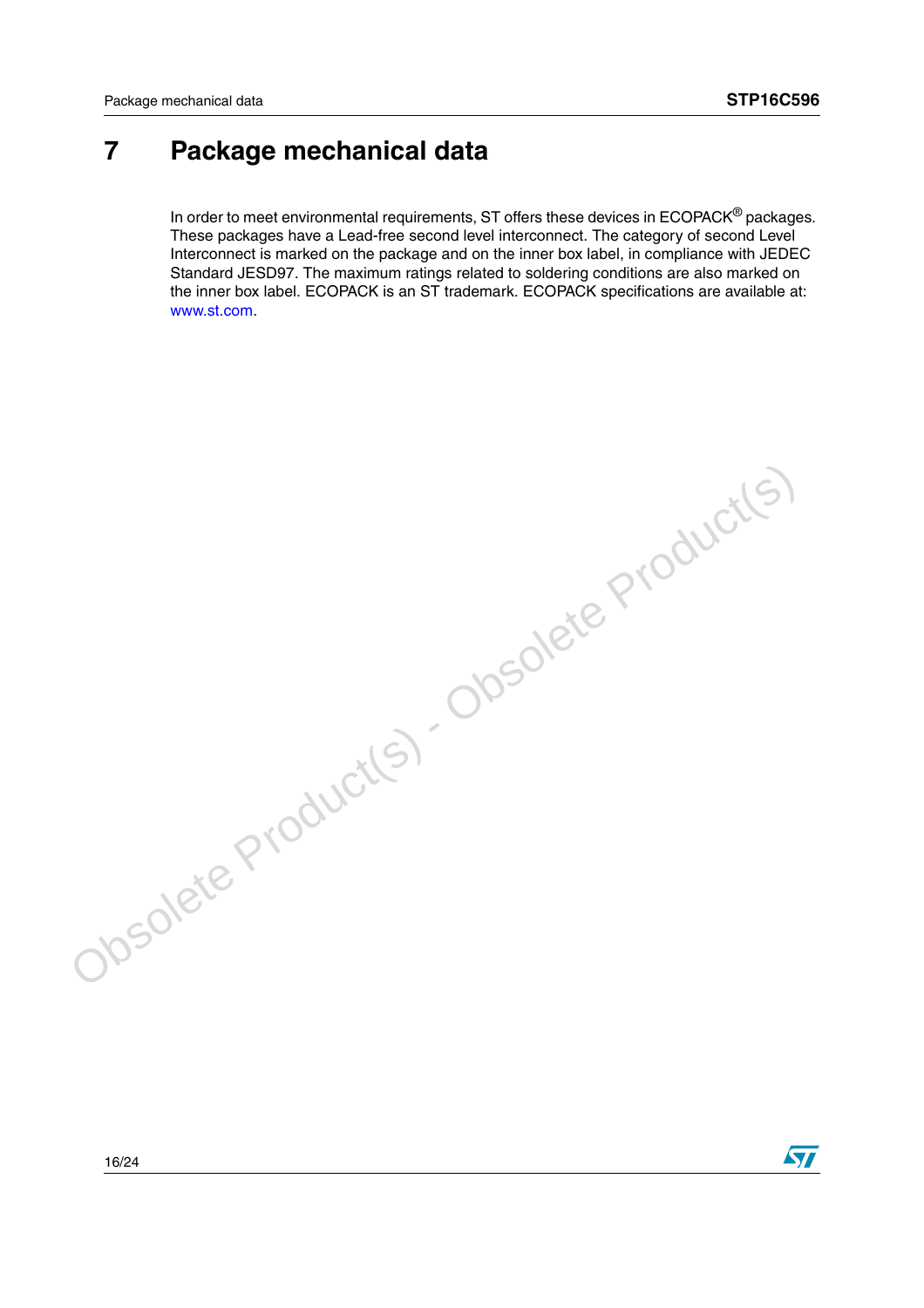# 7 Package mechanical data

In order to meet environmental requirements, ST offers these devices in ECOPACK® packages. These packages have a Lead-free second level interconnect. The category of second Level Interconnect is marked on the package and on the inner box label, in compliance with JEDEC Standard JESD97. The maximum ratings related to soldering conditions are also marked on the inner box label. ECOPACK is an ST trademark. ECOPACK specifications are available at: www.st.com.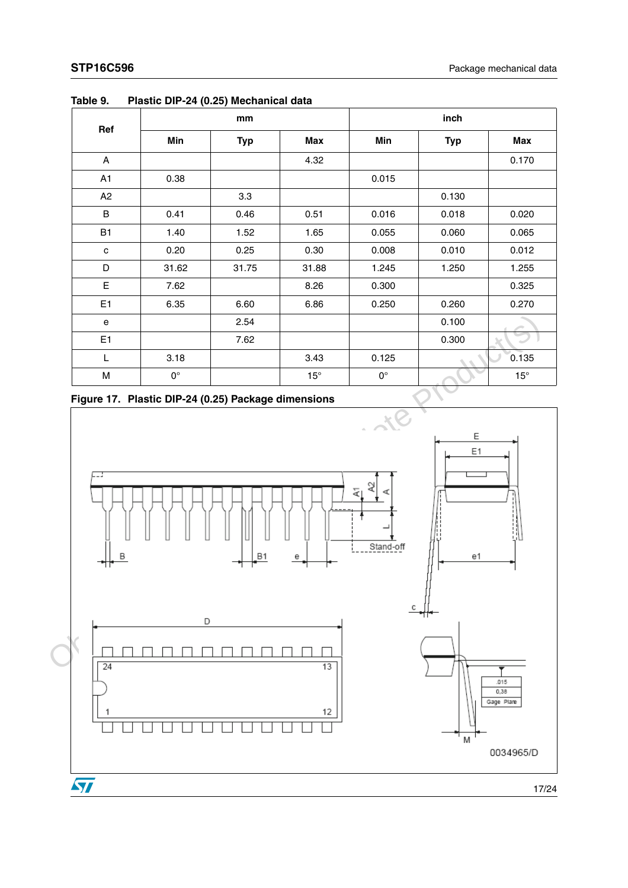Table 9. Plastic DIP-24 (0.25) Mechanical data

| Ref | mm | | | inch | | |
|---|---|---|---|---|---|---|
| | Min | Typ | Max | Min | Typ | Max |
| A | | | 4.32 | | | 0.170 |
| A1 | 0.38 | | | 0.015 | | |
| A2 | | 3.3 | | | 0.130 | |
| B | 0.41 | 0.46 | 0.51 | 0.016 | 0.018 | 0.020 |
| B1 | 1.40 | 1.52 | 1.65 | 0.055 | 0.060 | 0.065 |
| c | 0.20 | 0.25 | 0.30 | 0.008 | 0.010 | 0.012 |
| D | 31.62 | 31.75 | 31.88 | 1.245 | 1.250 | 1.255 |
| E | 7.62 | | 8.26 | 0.300 | | 0.325 |
| E1 | 6.35 | 6.60 | 6.86 | 0.250 | 0.260 | 0.270 |
| e | | 2.54 | | | 0.100 | |
| E1 | | 7.62 | | | 0.300 | |
| L | 3.18 | | 3.43 | 0.125 | | 0.135 |
| M | 0° | | 15° | 0° | | 15° |

Figure 17. Plastic DIP-24 (0.25) Package dimensions

0034965/D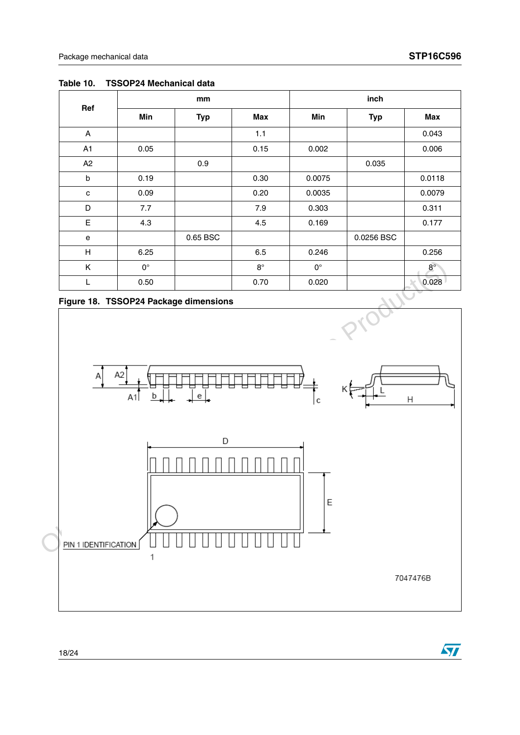Table 10. TSSOP24 Mechanical data

| Ref | mm | | | inch | | |
|---|---|---|---|---|---|---|
| | Min | Typ | Max | Min | Typ | Max |
| A | | | 1.1 | | | 0.043 |
| A1 | 0.05 | | 0.15 | 0.002 | | 0.006 |
| A2 | | 0.9 | | | 0.035 | |
| b | 0.19 | | 0.30 | 0.0075 | | 0.0118 |
| c | 0.09 | | 0.20 | 0.0035 | | 0.0079 |
| D | 7.7 | | 7.9 | 0.303 | | 0.311 |
| E | 4.3 | | 4.5 | 0.169 | | 0.177 |
| e | | 0.65 BSC | | | 0.0256 BSC | |
| H | 6.25 | | 6.5 | 0.246 | | 0.256 |
| K | 0° | | 8° | 0° | | 8° |
| L | 0.50 | | 0.70 | 0.020 | | 0.028 |

Figure 18. TSSOP24 Package dimensions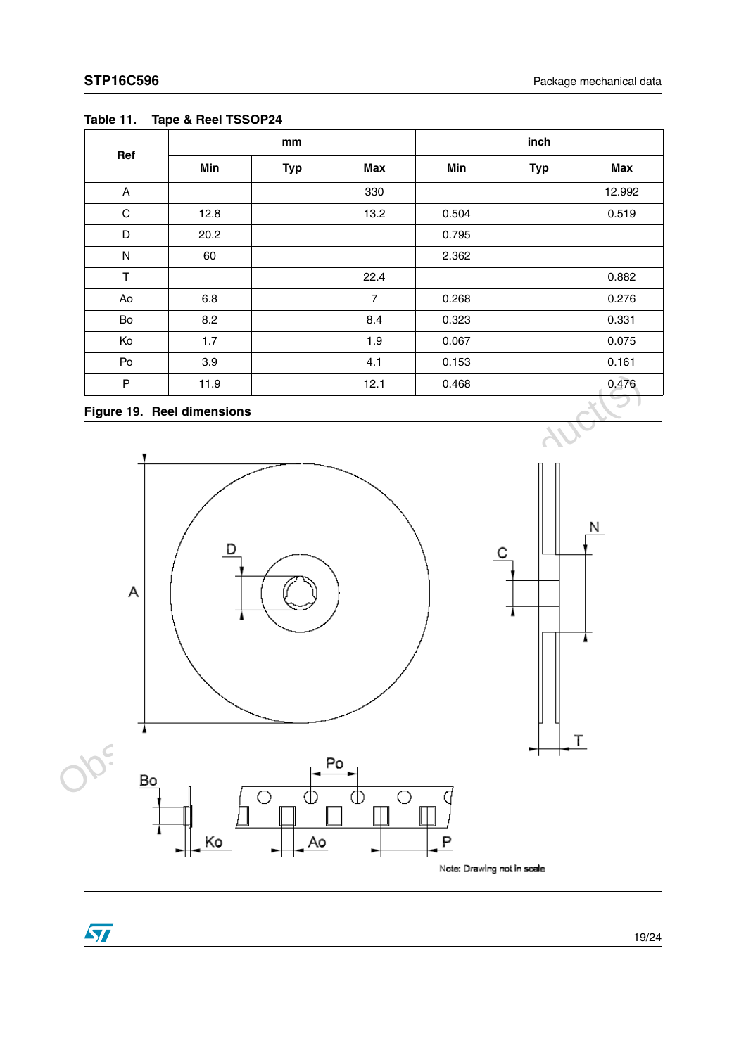Table 11. Tape & Reel TSSOP24

| Ref | mm | | | inch | | |
|---|---|---|---|---|---|---|
| | Min | Typ | Max | Min | Typ | Max |
| A | | | 330 | | | 12.992 |
| C | 12.8 | | 13.2 | 0.504 | | 0.519 |
| D | 20.2 | | | 0.795 | | |
| N | 60 | | | 2.362 | | |
| T | | | 22.4 | | | 0.882 |
| Ao | 6.8 | | 7 | 0.268 | | 0.276 |
| Bo | 8.2 | | 8.4 | 0.323 | | 0.331 |
| Ko | 1.7 | | 1.9 | 0.067 | | 0.075 |
| Po | 3.9 | | 4.1 | 0.153 | | 0.161 |
| P | 11.9 | | 12.1 | 0.468 | | 0.476 |

Figure 19. Reel dimensions

Note: Drawing not in scale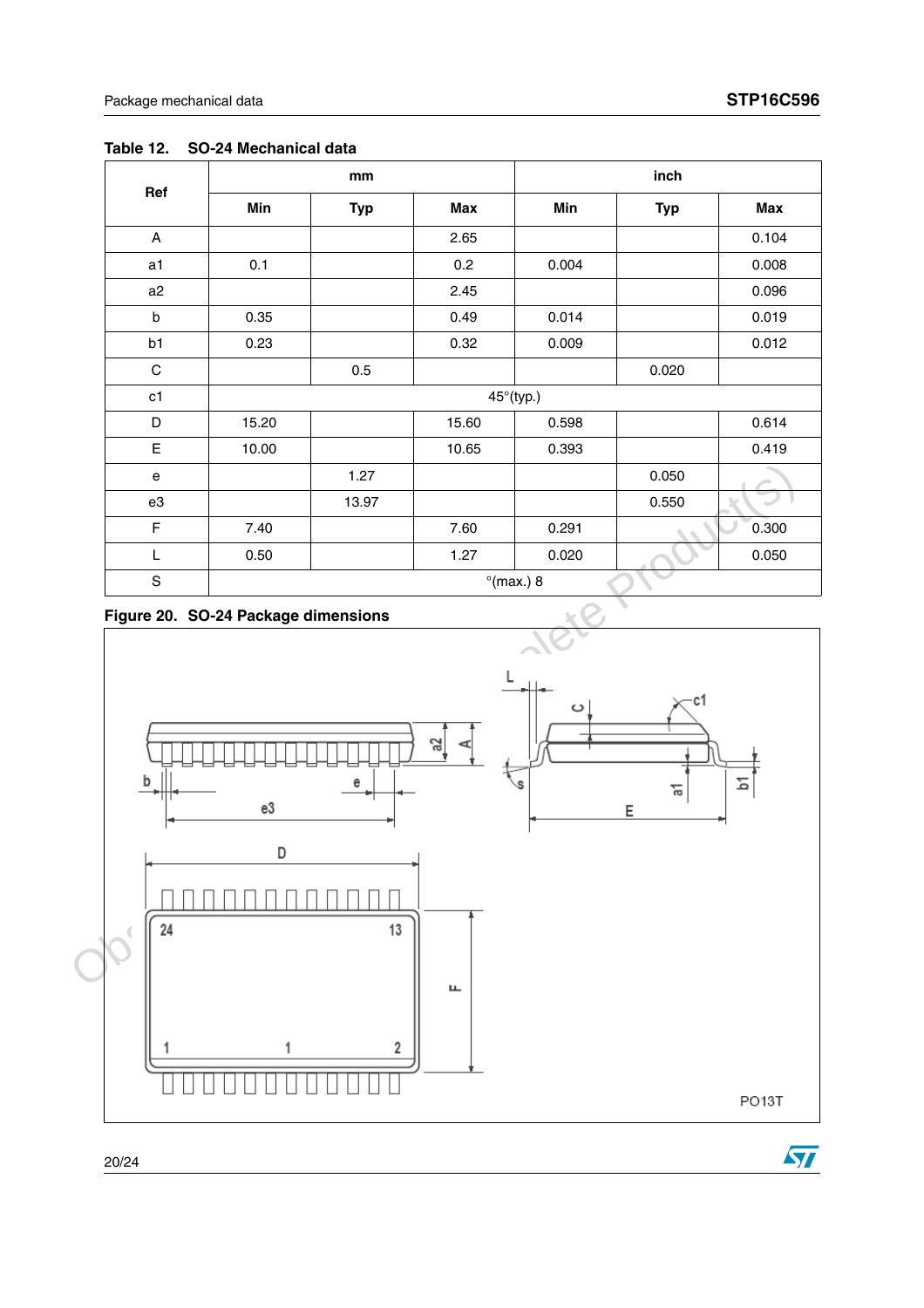Table 12. SO-24 Mechanical data

| Ref | mm | | | inch | | |
|---|---|---|---|---|---|---|
| | Min | Typ | Max | Min | Typ | Max |
| A | | | 2.65 | | | 0.104 |
| a1 | 0.1 | | 0.2 | 0.004 | | 0.008 |
| a2 | | | 2.45 | | | 0.096 |
| b | 0.35 | | 0.49 | 0.014 | | 0.019 |
| b1 | 0.23 | | 0.32 | 0.009 | | 0.012 |
| C | | 0.5 | | | 0.020 | |
| c1 | 45°(typ.) | | | | | |
| D | 15.20 | | 15.60 | 0.598 | | 0.614 |
| E | 10.00 | | 10.65 | 0.393 | | 0.419 |
| e | | 1.27 | | | 0.050 | |
| e3 | | 13.97 | | | 0.550 | |
| F | 7.40 | | 7.60 | 0.291 | | 0.300 |
| L | 0.50 | | 1.27 | 0.020 | | 0.050 |
| S | °(max.) 8 | | | | | |

Figure 20. SO-24 Package dimensions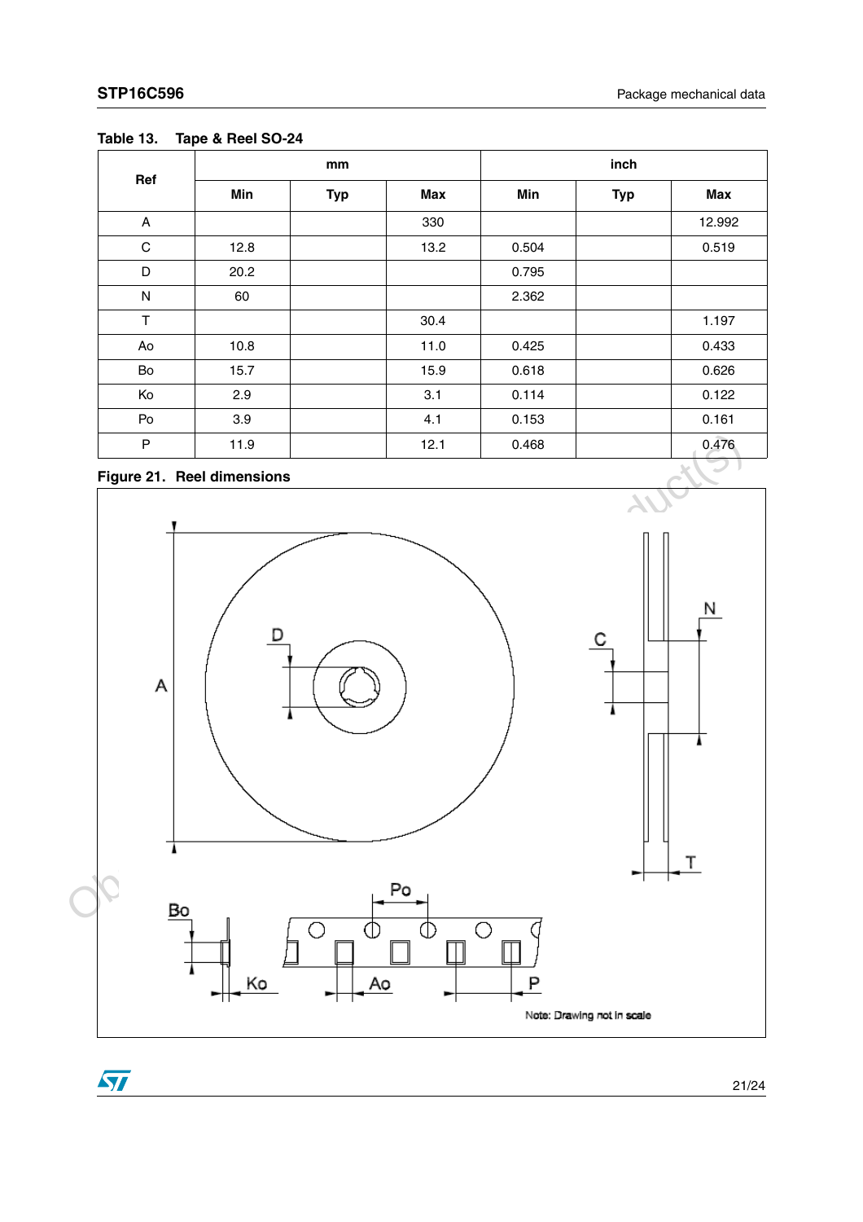**Table 13. Tape & Reel SO-24**

| Ref | mm | | | inch | | |
|---|---|---|---|---|---|---|
| | Min | Typ | Max | Min | Typ | Max |
| A | | | 330 | | | 12.992 |
| C | 12.8 | | 13.2 | 0.504 | | 0.519 |
| D | 20.2 | | | 0.795 | | |
| N | 60 | | | 2.362 | | |
| T | | | 30.4 | | | 1.197 |
| Ao | 10.8 | | 11.0 | 0.425 | | 0.433 |
| Bo | 15.7 | | 15.9 | 0.618 | | 0.626 |
| Ko | 2.9 | | 3.1 | 0.114 | | 0.122 |
| Po | 3.9 | | 4.1 | 0.153 | | 0.161 |
| P | 11.9 | | 12.1 | 0.468 | | 0.476 |

**Figure 21. Reel dimensions**

Note: Drawing not in scale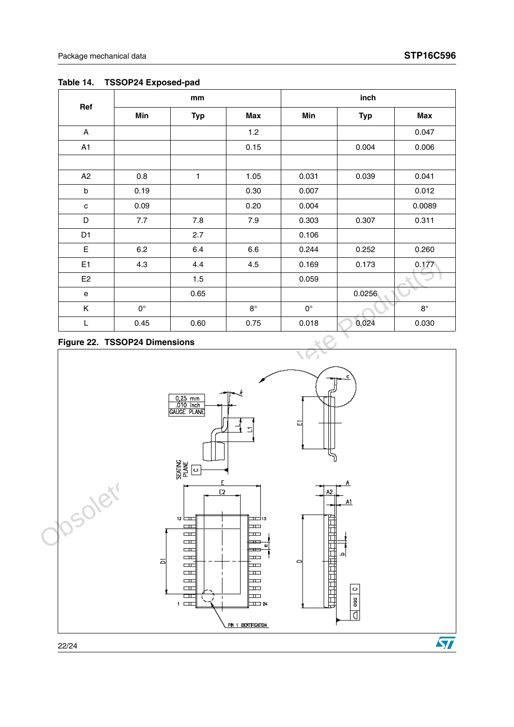Table 14. TSSOP24 Exposed-pad

| Ref | mm | | | inch | | |
|---|---|---|---|---|---|---|
| | Min | Typ | Max | Min | Typ | Max |
| A | | | 1.2 | | | 0.047 |
| A1 | | | 0.15 | | 0.004 | 0.006 |
| | | | | | | |
| A2 | 0.8 | 1 | 1.05 | 0.031 | 0.039 | 0.041 |
| b | 0.19 | | 0.30 | 0.007 | | 0.012 |
| c | 0.09 | | 0.20 | 0.004 | | 0.0089 |
| D | 7.7 | 7.8 | 7.9 | 0.303 | 0.307 | 0.311 |
| D1 | | 2.7 | | 0.106 | | |
| E | 6.2 | 6.4 | 6.6 | 0.244 | 0.252 | 0.260 |
| E1 | 4.3 | 4.4 | 4.5 | 0.169 | 0.173 | 0.177 |
| E2 | | 1.5 | | 0.059 | | |
| e | | 0.65 | | | 0.0256 | |
| K | 0° | | 8° | 0° | | 8° |
| L | 0.45 | 0.60 | 0.75 | 0.018 | 0.024 | 0.030 |

Figure 22. TSSOP24 Dimensions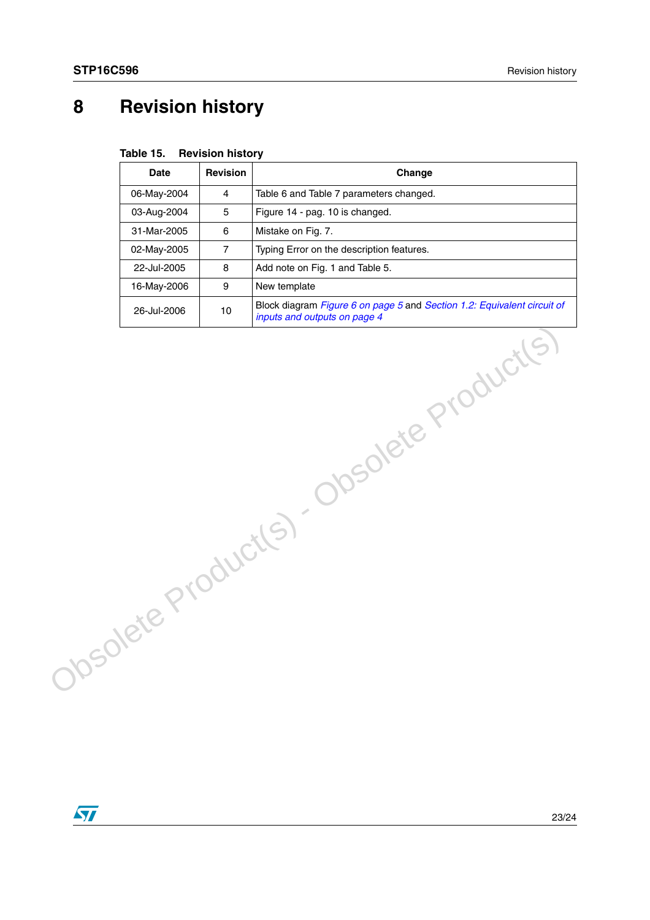# 8 Revision history

**Table 15. Revision history**

| Date | Revision | Change |
|---|---|---|
| 06-May-2004 | 4 | Table 6 and Table 7 parameters changed. |
| 03-Aug-2004 | 5 | Figure 14 - pag. 10 is changed. |
| 31-Mar-2005 | 6 | Mistake on Fig. 7. |
| 02-May-2005 | 7 | Typing Error on the description features. |
| 22-Jul-2005 | 8 | Add note on Fig. 1 and Table 5. |
| 16-May-2006 | 9 | New template |
| 26-Jul-2006 | 10 | Block diagram *Figure 6 on page 5* and *Section 1.2: Equivalent circuit of inputs and outputs on page 4* |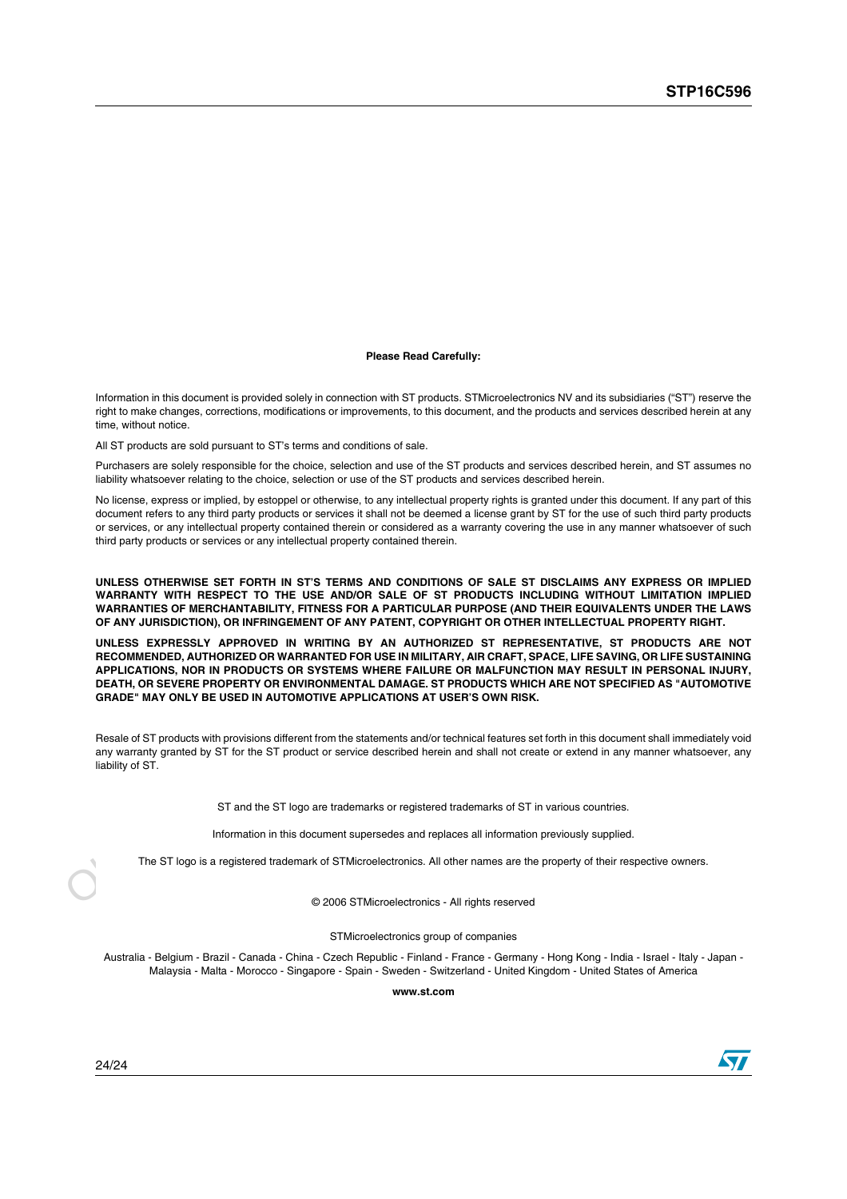**Please Read Carefully:**

Information in this document is provided solely in connection with ST products. STMicroelectronics NV and its subsidiaries ("ST") reserve the right to make changes, corrections, modifications or improvements, to this document, and the products and services described herein at any time, without notice.

All ST products are sold pursuant to ST's terms and conditions of sale.

Purchasers are solely responsible for the choice, selection and use of the ST products and services described herein, and ST assumes no liability whatsoever relating to the choice, selection or use of the ST products and services described herein.

No license, express or implied, by estoppel or otherwise, to any intellectual property rights is granted under this document. If any part of this document refers to any third party products or services it shall not be deemed a license grant by ST for the use of such third party products or services, or any intellectual property contained therein or considered as a warranty covering the use in any manner whatsoever of such third party products or services or any intellectual property contained therein.

**UNLESS OTHERWISE SET FORTH IN ST'S TERMS AND CONDITIONS OF SALE ST DISCLAIMS ANY EXPRESS OR IMPLIED WARRANTY WITH RESPECT TO THE USE AND/OR SALE OF ST PRODUCTS INCLUDING WITHOUT LIMITATION IMPLIED WARRANTIES OF MERCHANTABILITY, FITNESS FOR A PARTICULAR PURPOSE (AND THEIR EQUIVALENTS UNDER THE LAWS OF ANY JURISDICTION), OR INFRINGEMENT OF ANY PATENT, COPYRIGHT OR OTHER INTELLECTUAL PROPERTY RIGHT.**

**UNLESS EXPRESSLY APPROVED IN WRITING BY AN AUTHORIZED ST REPRESENTATIVE, ST PRODUCTS ARE NOT RECOMMENDED, AUTHORIZED OR WARRANTED FOR USE IN MILITARY, AIR CRAFT, SPACE, LIFE SAVING, OR LIFE SUSTAINING APPLICATIONS, NOR IN PRODUCTS OR SYSTEMS WHERE FAILURE OR MALFUNCTION MAY RESULT IN PERSONAL INJURY, DEATH, OR SEVERE PROPERTY OR ENVIRONMENTAL DAMAGE. ST PRODUCTS WHICH ARE NOT SPECIFIED AS "AUTOMOTIVE GRADE" MAY ONLY BE USED IN AUTOMOTIVE APPLICATIONS AT USER'S OWN RISK.**

Resale of ST products with provisions different from the statements and/or technical features set forth in this document shall immediately void any warranty granted by ST for the ST product or service described herein and shall not create or extend in any manner whatsoever, any liability of ST.

ST and the ST logo are trademarks or registered trademarks of ST in various countries.

Information in this document supersedes and replaces all information previously supplied.

The ST logo is a registered trademark of STMicroelectronics. All other names are the property of their respective owners.

© 2006 STMicroelectronics - All rights reserved

STMicroelectronics group of companies

Australia - Belgium - Brazil - Canada - China - Czech Republic - Finland - France - Germany - Hong Kong - India - Israel - Italy - Japan - Malaysia - Malta - Morocco - Singapore - Spain - Sweden - Switzerland - United Kingdom - United States of America

**www.st.com**